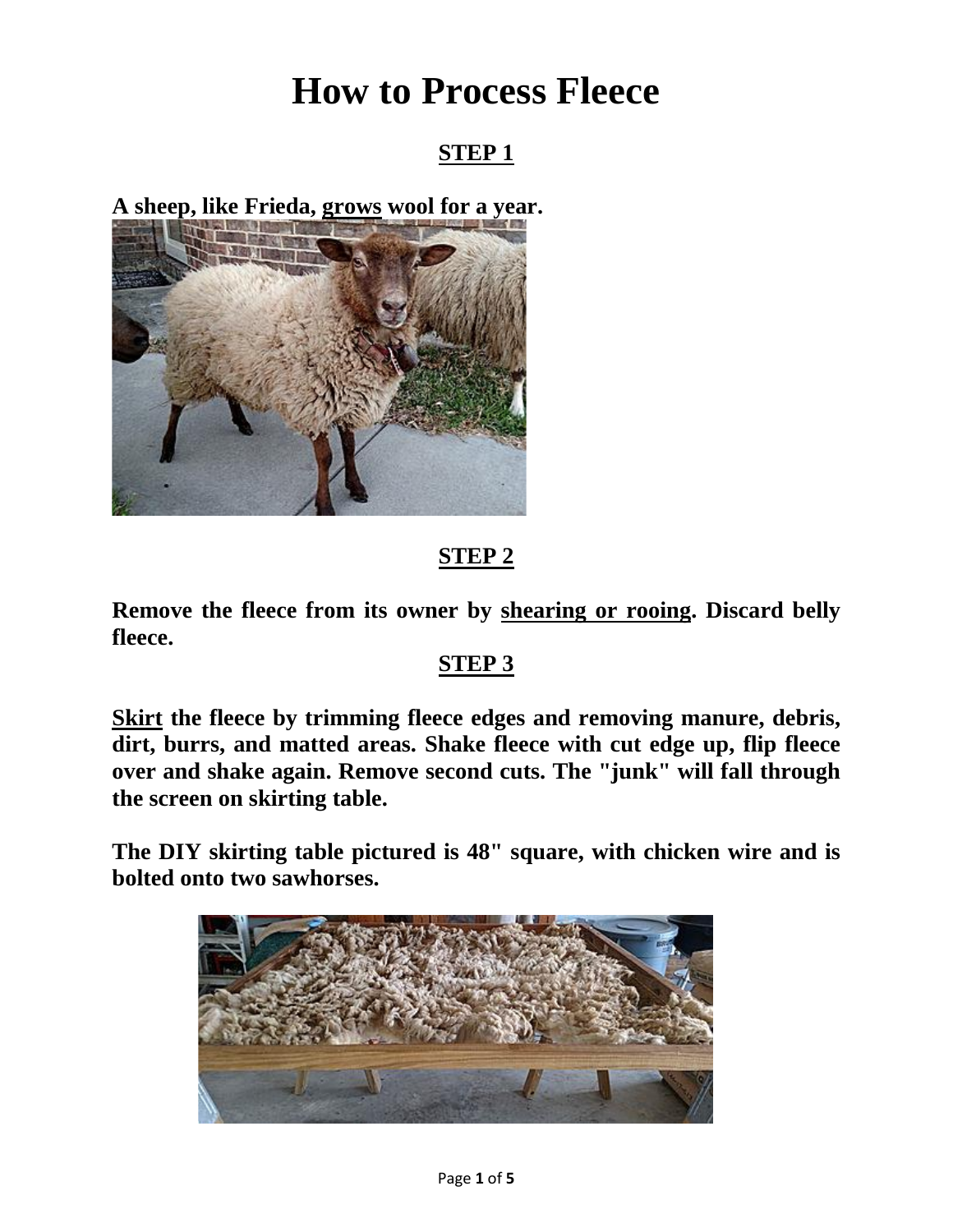# How to Process Fleece

## STEP 1

**A sheep, like Frieda, grows wool for a year.**

## STEP 2

**Remove the fleece from its owner by shearing or rooing. Discard belly fleece.**

## STEP 3

**Skirt the fleece by trimming fleece edges and removing manure, debris, dirt, burrs, and matted areas. Shake fleece with cut edge up, flip fleece over and shake again. Remove second cuts. The "junk" will fall through the screen on skirting table.**

**The DIY skirting table pictured is 48" square, with chicken wire and is bolted onto two sawhorses.**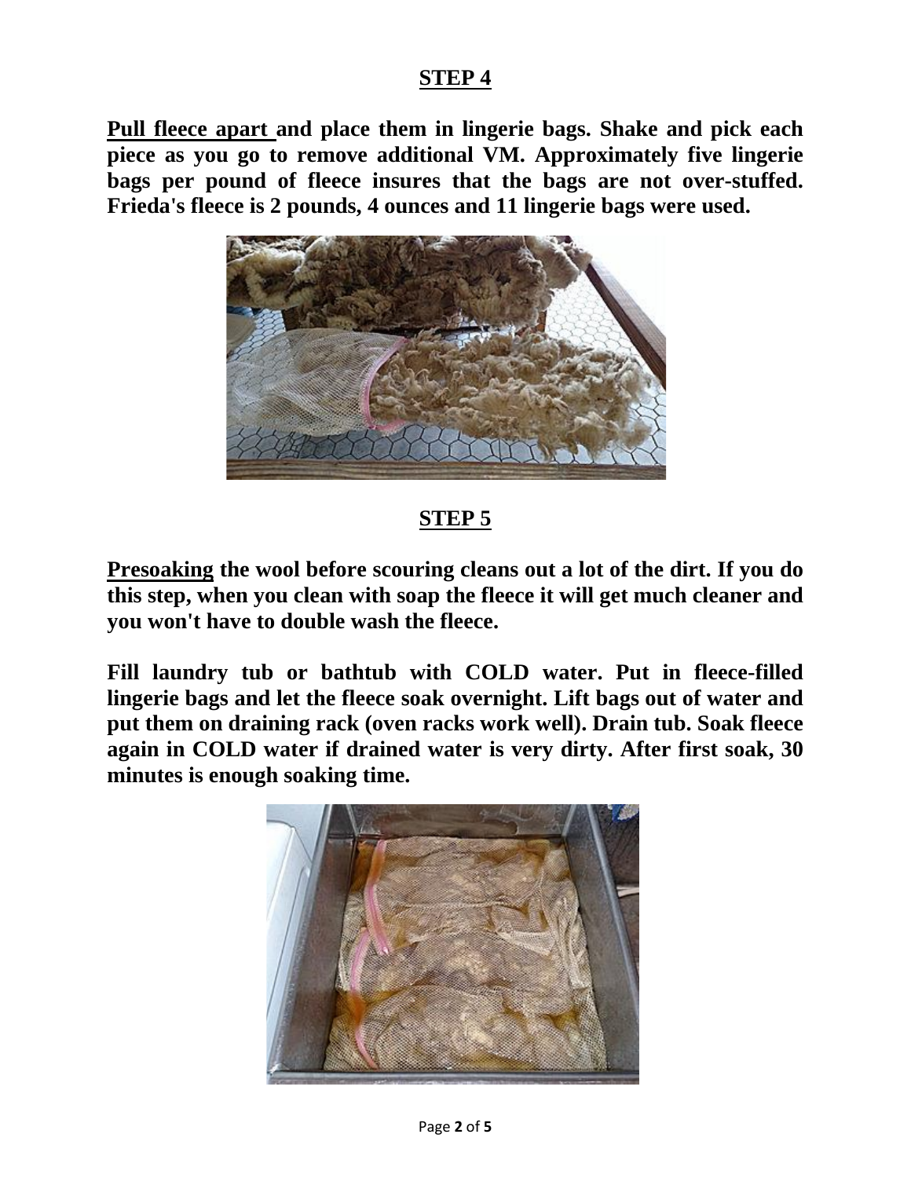## STEP 4

**<u>Pull fleece apart</u> and place them in lingerie bags. Shake and pick each piece as you go to remove additional VM. Approximately five lingerie bags per pound of fleece insures that the bags are not over-stuffed. Frieda's fleece is 2 pounds, 4 ounces and 11 lingerie bags were used.**

## STEP 5

**<u>Presoaking</u> the wool before scouring cleans out a lot of the dirt. If you do this step, when you clean with soap the fleece it will get much cleaner and you won't have to double wash the fleece.**

**Fill laundry tub or bathtub with COLD water. Put in fleece-filled lingerie bags and let the fleece soak overnight. Lift bags out of water and put them on draining rack (oven racks work well). Drain tub. Soak fleece again in COLD water if drained water is very dirty. After first soak, 30 minutes is enough soaking time.**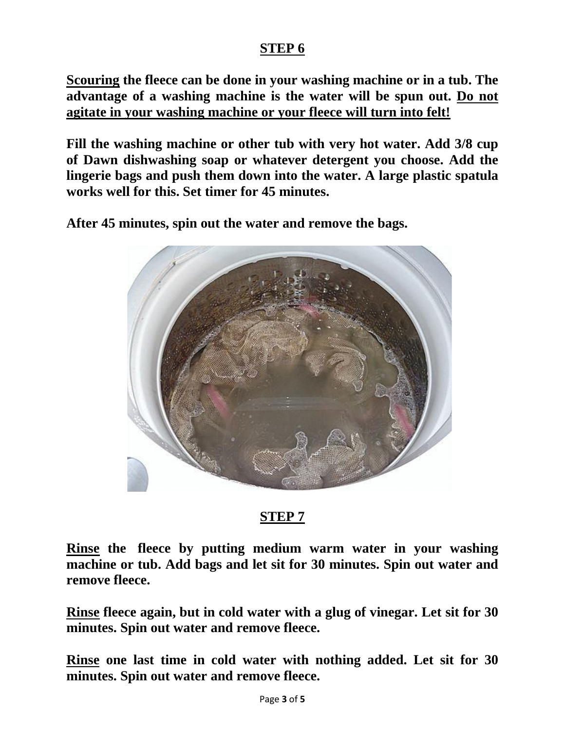## STEP 6

**<u>Scouring</u> the fleece can be done in your washing machine or in a tub. The advantage of a washing machine is the water will be spun out. <u>Do not agitate in your washing machine or your fleece will turn into felt!</u>**

**Fill the washing machine or other tub with very hot water. Add 3/8 cup of Dawn dishwashing soap or whatever detergent you choose. Add the lingerie bags and push them down into the water. A large plastic spatula works well for this. Set timer for 45 minutes.**

**After 45 minutes, spin out the water and remove the bags.**

## STEP 7

**<u>Rinse</u> the fleece by putting medium warm water in your washing machine or tub. Add bags and let sit for 30 minutes. Spin out water and remove fleece.**

**<u>Rinse</u> fleece again, but in cold water with a glug of vinegar. Let sit for 30 minutes. Spin out water and remove fleece.**

**<u>Rinse</u> one last time in cold water with nothing added. Let sit for 30 minutes. Spin out water and remove fleece.**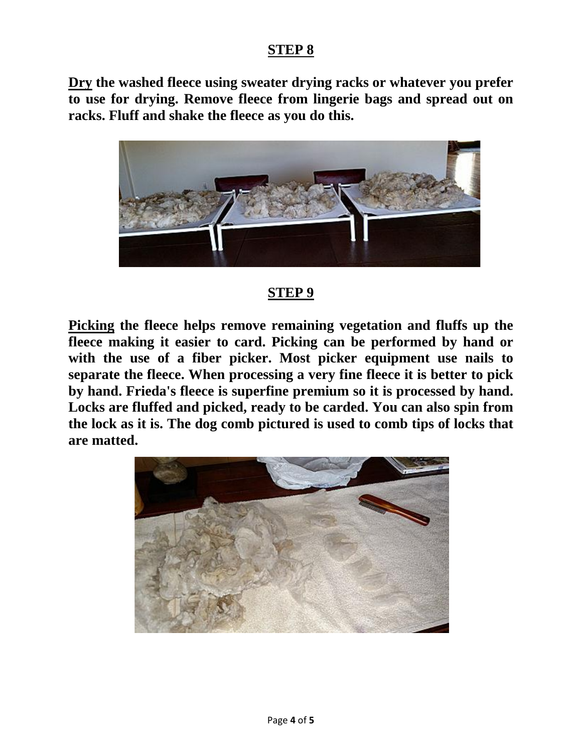## STEP 8

**<u>Dry</u> the washed fleece using sweater drying racks or whatever you prefer to use for drying. Remove fleece from lingerie bags and spread out on racks. Fluff and shake the fleece as you do this.**

## STEP 9

**<u>Picking</u> the fleece helps remove remaining vegetation and fluffs up the fleece making it easier to card. Picking can be performed by hand or with the use of a fiber picker. Most picker equipment use nails to separate the fleece. When processing a very fine fleece it is better to pick by hand. Frieda's fleece is superfine premium so it is processed by hand. Locks are fluffed and picked, ready to be carded. You can also spin from the lock as it is. The dog comb pictured is used to comb tips of locks that are matted.**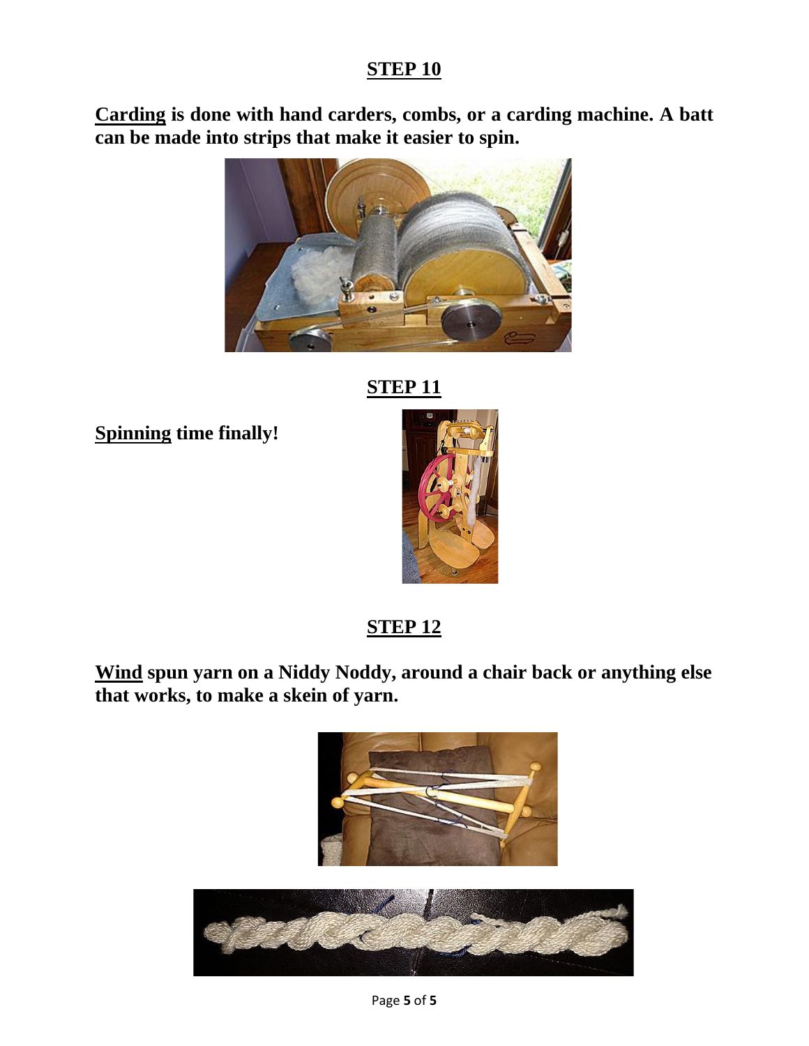## STEP 10

**<u>Carding</u> is done with hand carders, combs, or a carding machine. A batt can be made into strips that make it easier to spin.**

## STEP 11

**<u>Spinning</u> time finally!**

## STEP 12

**<u>Wind</u> spun yarn on a Niddy Noddy, around a chair back or anything else that works, to make a skein of yarn.**